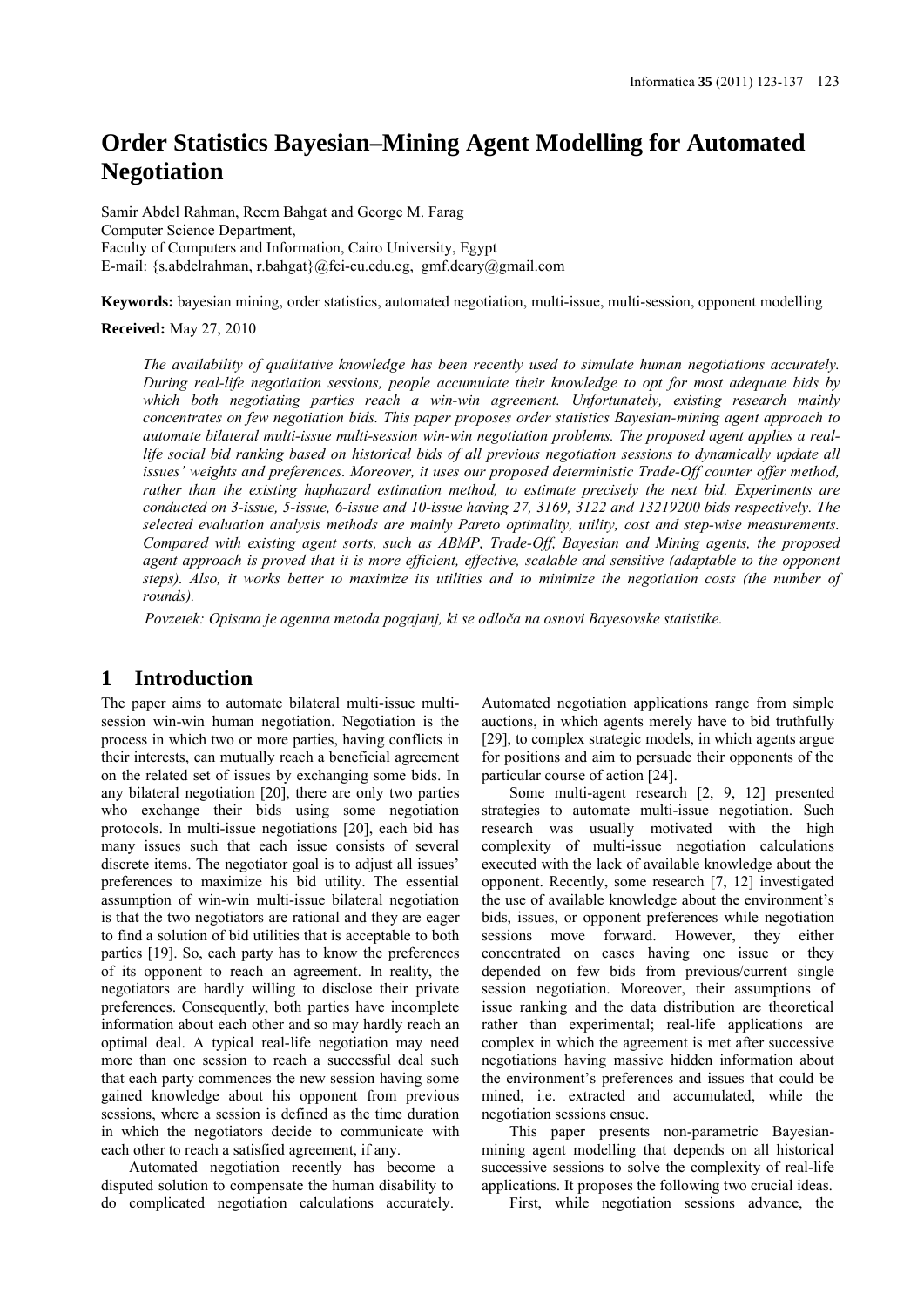# Order Statistics Bayesian–Mining Agent Modelling for Automated Negotiation

Samir Abdel Rahman, Reem Bahgat and George M. Farag
Computer Science Department,
Faculty of Computers and Information, Cairo University, Egypt
E-mail: {s.abdelrahman, r.bahgat}@fci-cu.edu.eg, gmf.deary@gmail.com

**Keywords:** bayesian mining, order statistics, automated negotiation, multi-issue, multi-session, opponent modelling

**Received:** May 27, 2010

*The availability of qualitative knowledge has been recently used to simulate human negotiations accurately. During real-life negotiation sessions, people accumulate their knowledge to opt for most adequate bids by which both negotiating parties reach a win-win agreement. Unfortunately, existing research mainly concentrates on few negotiation bids. This paper proposes order statistics Bayesian-mining agent approach to automate bilateral multi-issue multi-session win-win negotiation problems. The proposed agent applies a real-life social bid ranking based on historical bids of all previous negotiation sessions to dynamically update all issues' weights and preferences. Moreover, it uses our proposed deterministic Trade-Off counter offer method, rather than the existing haphazard estimation method, to estimate precisely the next bid. Experiments are conducted on 3-issue, 5-issue, 6-issue and 10-issue having 27, 3169, 3122 and 13219200 bids respectively. The selected evaluation analysis methods are mainly Pareto optimality, utility, cost and step-wise measurements. Compared with existing agent sorts, such as ABMP, Trade-Off, Bayesian and Mining agents, the proposed agent approach is proved that it is more efficient, effective, scalable and sensitive (adaptable to the opponent steps). Also, it works better to maximize its utilities and to minimize the negotiation costs (the number of rounds).*

*Povzetek: Opisana je agentna metoda pogajanj, ki se odloča na osnovi Bayesovske statistike.*

## 1 Introduction

The paper aims to automate bilateral multi-issue multi-session win-win human negotiation. Negotiation is the process in which two or more parties, having conflicts in their interests, can mutually reach a beneficial agreement on the related set of issues by exchanging some bids. In any bilateral negotiation [20], there are only two parties who exchange their bids using some negotiation protocols. In multi-issue negotiations [20], each bid has many issues such that each issue consists of several discrete items. The negotiator goal is to adjust all issues' preferences to maximize his bid utility. The essential assumption of win-win multi-issue bilateral negotiation is that the two negotiators are rational and they are eager to find a solution of bid utilities that is acceptable to both parties [19]. So, each party has to know the preferences of its opponent to reach an agreement. In reality, the negotiators are hardly willing to disclose their private preferences. Consequently, both parties have incomplete information about each other and so may hardly reach an optimal deal. A typical real-life negotiation may need more than one session to reach a successful deal such that each party commences the new session having some gained knowledge about his opponent from previous sessions, where a session is defined as the time duration in which the negotiators decide to communicate with each other to reach a satisfied agreement, if any.

Automated negotiation recently has become a disputed solution to compensate the human disability to do complicated negotiation calculations accurately. Automated negotiation applications range from simple auctions, in which agents merely have to bid truthfully [29], to complex strategic models, in which agents argue for positions and aim to persuade their opponents of the particular course of action [24].

Some multi-agent research [2, 9, 12] presented strategies to automate multi-issue negotiation. Such research was usually motivated with the high complexity of multi-issue negotiation calculations executed with the lack of available knowledge about the opponent. Recently, some research [7, 12] investigated the use of available knowledge about the environment's bids, issues, or opponent preferences while negotiation sessions move forward. However, they either concentrated on cases having one issue or they depended on few bids from previous/current single session negotiation. Moreover, their assumptions of issue ranking and the data distribution are theoretical rather than experimental; real-life applications are complex in which the agreement is met after successive negotiations having massive hidden information about the environment's preferences and issues that could be mined, i.e. extracted and accumulated, while the negotiation sessions ensue.

This paper presents non-parametric Bayesian-mining agent modelling that depends on all historical successive sessions to solve the complexity of real-life applications. It proposes the following two crucial ideas.

First, while negotiation sessions advance, the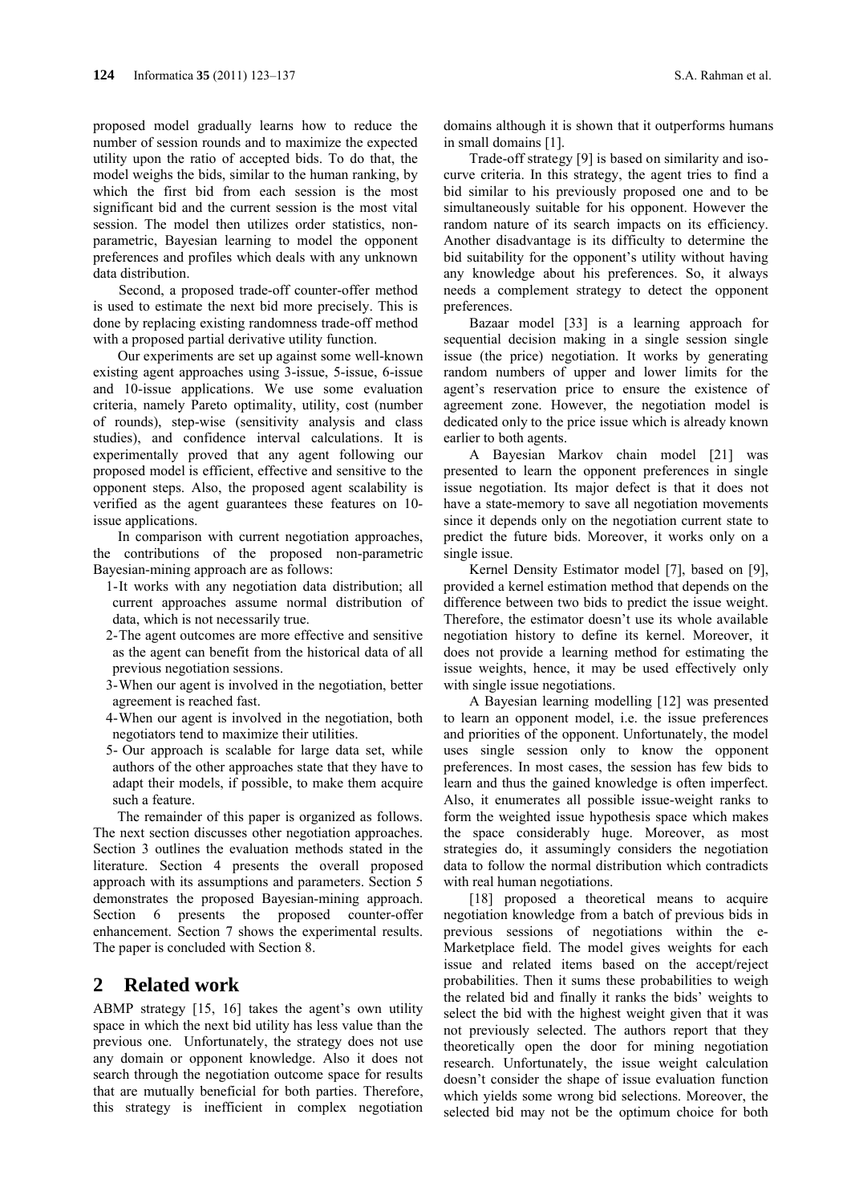proposed model gradually learns how to reduce the number of session rounds and to maximize the expected utility upon the ratio of accepted bids. To do that, the model weighs the bids, similar to the human ranking, by which the first bid from each session is the most significant bid and the current session is the most vital session. The model then utilizes order statistics, non-parametric, Bayesian learning to model the opponent preferences and profiles which deals with any unknown data distribution.

Second, a proposed trade-off counter-offer method is used to estimate the next bid more precisely. This is done by replacing existing randomness trade-off method with a proposed partial derivative utility function.

Our experiments are set up against some well-known existing agent approaches using 3-issue, 5-issue, 6-issue and 10-issue applications. We use some evaluation criteria, namely Pareto optimality, utility, cost (number of rounds), step-wise (sensitivity analysis and class studies), and confidence interval calculations. It is experimentally proved that any agent following our proposed model is efficient, effective and sensitive to the opponent steps. Also, the proposed agent scalability is verified as the agent guarantees these features on 10-issue applications.

In comparison with current negotiation approaches, the contributions of the proposed non-parametric Bayesian-mining approach are as follows:

1. It works with any negotiation data distribution; all current approaches assume normal distribution of data, which is not necessarily true.
2. The agent outcomes are more effective and sensitive as the agent can benefit from the historical data of all previous negotiation sessions.
3. When our agent is involved in the negotiation, better agreement is reached fast.
4. When our agent is involved in the negotiation, both negotiators tend to maximize their utilities.
5. Our approach is scalable for large data set, while authors of the other approaches state that they have to adapt their models, if possible, to make them acquire such a feature.

The remainder of this paper is organized as follows. The next section discusses other negotiation approaches. Section 3 outlines the evaluation methods stated in the literature. Section 4 presents the overall proposed approach with its assumptions and parameters. Section 5 demonstrates the proposed Bayesian-mining approach. Section 6 presents the proposed counter-offer enhancement. Section 7 shows the experimental results. The paper is concluded with Section 8.

## 2 Related work

ABMP strategy [15, 16] takes the agent's own utility space in which the next bid utility has less value than the previous one. Unfortunately, the strategy does not use any domain or opponent knowledge. Also it does not search through the negotiation outcome space for results that are mutually beneficial for both parties. Therefore, this strategy is inefficient in complex negotiation domains although it is shown that it outperforms humans in small domains [1].

Trade-off strategy [9] is based on similarity and iso-curve criteria. In this strategy, the agent tries to find a bid similar to his previously proposed one and to be simultaneously suitable for his opponent. However the random nature of its search impacts on its efficiency. Another disadvantage is its difficulty to determine the bid suitability for the opponent's utility without having any knowledge about his preferences. So, it always needs a complement strategy to detect the opponent preferences.

Bazaar model [33] is a learning approach for sequential decision making in a single session single issue (the price) negotiation. It works by generating random numbers of upper and lower limits for the agent's reservation price to ensure the existence of agreement zone. However, the negotiation model is dedicated only to the price issue which is already known earlier to both agents.

A Bayesian Markov chain model [21] was presented to learn the opponent preferences in single issue negotiation. Its major defect is that it does not have a state-memory to save all negotiation movements since it depends only on the negotiation current state to predict the future bids. Moreover, it works only on a single issue.

Kernel Density Estimator model [7], based on [9], provided a kernel estimation method that depends on the difference between two bids to predict the issue weight. Therefore, the estimator doesn't use its whole available negotiation history to define its kernel. Moreover, it does not provide a learning method for estimating the issue weights, hence, it may be used effectively only with single issue negotiations.

A Bayesian learning modelling [12] was presented to learn an opponent model, i.e. the issue preferences and priorities of the opponent. Unfortunately, the model uses single session only to know the opponent preferences. In most cases, the session has few bids to learn and thus the gained knowledge is often imperfect. Also, it enumerates all possible issue-weight ranks to form the weighted issue hypothesis space which makes the space considerably huge. Moreover, as most strategies do, it assumingly considers the negotiation data to follow the normal distribution which contradicts with real human negotiations.

[18] proposed a theoretical means to acquire negotiation knowledge from a batch of previous bids in previous sessions of negotiations within the e-Marketplace field. The model gives weights for each issue and related items based on the accept/reject probabilities. Then it sums these probabilities to weigh the related bid and finally it ranks the bids' weights to select the bid with the highest weight given that it was not previously selected. The authors report that they theoretically open the door for mining negotiation research. Unfortunately, the issue weight calculation doesn't consider the shape of issue evaluation function which yields some wrong bid selections. Moreover, the selected bid may not be the optimum choice for both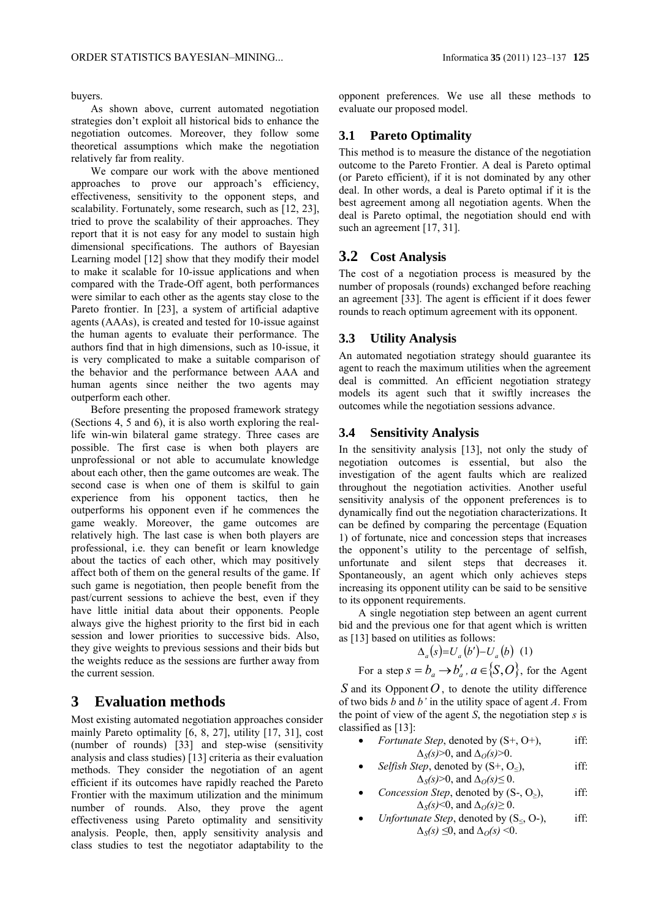buyers.

As shown above, current automated negotiation strategies don't exploit all historical bids to enhance the negotiation outcomes. Moreover, they follow some theoretical assumptions which make the negotiation relatively far from reality.

We compare our work with the above mentioned approaches to prove our approach's efficiency, effectiveness, sensitivity to the opponent steps, and scalability. Fortunately, some research, such as [12, 23], tried to prove the scalability of their approaches. They report that it is not easy for any model to sustain high dimensional specifications. The authors of Bayesian Learning model [12] show that they modify their model to make it scalable for 10-issue applications and when compared with the Trade-Off agent, both performances were similar to each other as the agents stay close to the Pareto frontier. In [23], a system of artificial adaptive agents (AAAs), is created and tested for 10-issue against the human agents to evaluate their performance. The authors find that in high dimensions, such as 10-issue, it is very complicated to make a suitable comparison of the behavior and the performance between AAA and human agents since neither the two agents may outperform each other.

Before presenting the proposed framework strategy (Sections 4, 5 and 6), it is also worth exploring the real-life win-win bilateral game strategy. Three cases are possible. The first case is when both players are unprofessional or not able to accumulate knowledge about each other, then the game outcomes are weak. The second case is when one of them is skilful to gain experience from his opponent tactics, then he outperforms his opponent even if he commences the game weakly. Moreover, the game outcomes are relatively high. The last case is when both players are professional, i.e. they can benefit or learn knowledge about the tactics of each other, which may positively affect both of them on the general results of the game. If such game is negotiation, then people benefit from the past/current sessions to achieve the best, even if they have little initial data about their opponents. People always give the highest priority to the first bid in each session and lower priorities to successive bids. Also, they give weights to previous sessions and their bids but the weights reduce as the sessions are further away from the current session.

# 3 Evaluation methods

Most existing automated negotiation approaches consider mainly Pareto optimality [6, 8, 27], utility [17, 31], cost (number of rounds) [33] and step-wise (sensitivity analysis and class studies) [13] criteria as their evaluation methods. They consider the negotiation of an agent efficient if its outcomes have rapidly reached the Pareto Frontier with the maximum utilization and the minimum number of rounds. Also, they prove the agent effectiveness using Pareto optimality and sensitivity analysis. People, then, apply sensitivity analysis and class studies to test the negotiator adaptability to the opponent preferences. We use all these methods to evaluate our proposed model.

## 3.1 Pareto Optimality

This method is to measure the distance of the negotiation outcome to the Pareto Frontier. A deal is Pareto optimal (or Pareto efficient), if it is not dominated by any other deal. In other words, a deal is Pareto optimal if it is the best agreement among all negotiation agents. When the deal is Pareto optimal, the negotiation should end with such an agreement [17, 31].

## 3.2 Cost Analysis

The cost of a negotiation process is measured by the number of proposals (rounds) exchanged before reaching an agreement [33]. The agent is efficient if it does fewer rounds to reach optimum agreement with its opponent.

## 3.3 Utility Analysis

An automated negotiation strategy should guarantee its agent to reach the maximum utilities when the agreement deal is committed. An efficient negotiation strategy models its agent such that it swiftly increases the outcomes while the negotiation sessions advance.

## 3.4 Sensitivity Analysis

In the sensitivity analysis [13], not only the study of negotiation outcomes is essential, but also the investigation of the agent faults which are realized throughout the negotiation activities. Another useful sensitivity analysis of the opponent preferences is to dynamically find out the negotiation characterizations. It can be defined by comparing the percentage (Equation 1) of fortunate, nice and concession steps that increases the opponent's utility to the percentage of selfish, unfortunate and silent steps that decreases it. Spontaneously, an agent which only achieves steps increasing its opponent utility can be said to be sensitive to its opponent requirements.

A single negotiation step between an agent current bid and the previous one for that agent which is written as [13] based on utilities as follows:

$$\Delta_a(s) = U_a(b') - U_a(b) \quad (1)$$

For a step $s = b_a \rightarrow b'_a,\ a \in \{S, O\}$, for the Agent $S$ and its Opponent $O$, to denote the utility difference of two bids *b* and *b'* in the utility space of agent *A*. From the point of view of the agent *S*, the negotiation step *s* is classified as [13]:

- *Fortunate Step*, denoted by (S+, O+), iff: $\Delta_S(s) > 0$, and $\Delta_O(s) > 0$.
- *Selfish Step*, denoted by (S+, $O_\leq$), iff: $\Delta_S(s) > 0$, and $\Delta_O(s) \leq 0$.
- *Concession Step*, denoted by (S-, $O_\geq$), iff: $\Delta_S(s) < 0$, and $\Delta_O(s) \geq 0$.
- *Unfortunate Step*, denoted by ($S_\leq$, O-), iff: $\Delta_S(s) \leq 0$, and $\Delta_O(s) < 0$.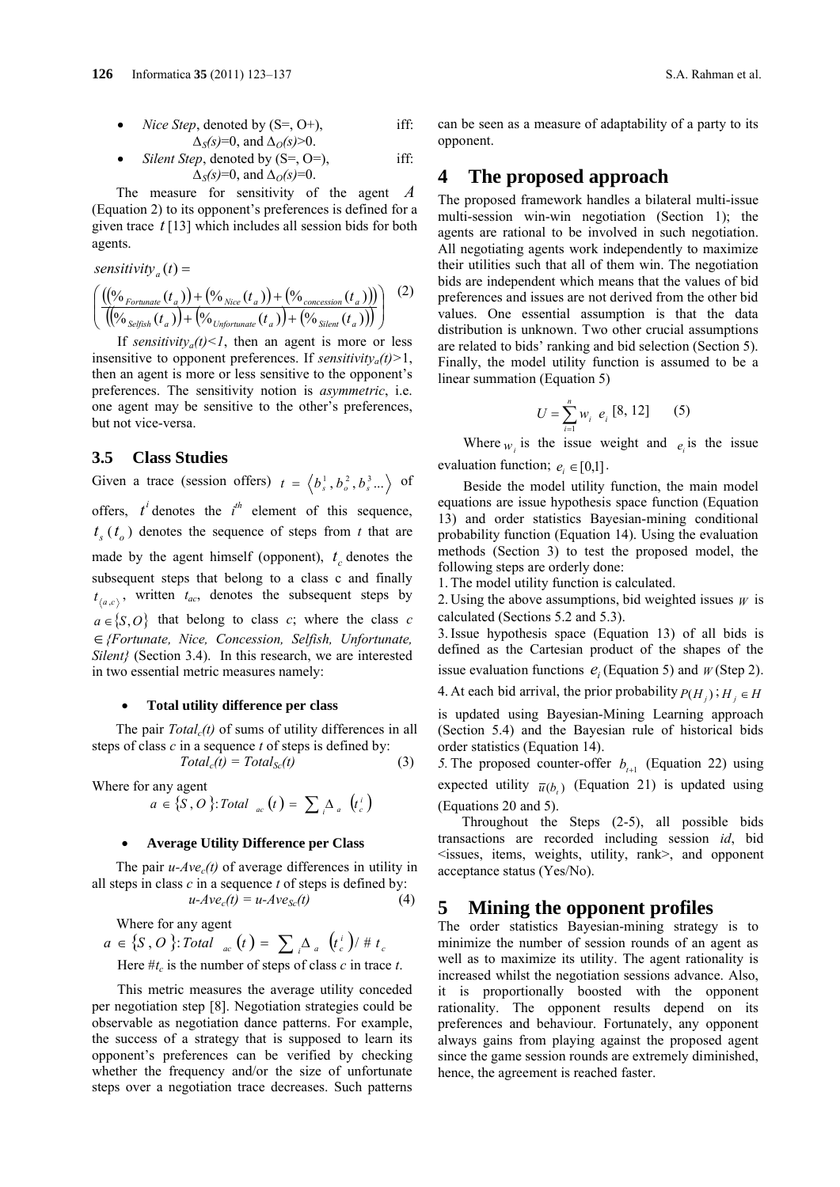- *Nice Step*, denoted by (S=, O+), iff: $\Delta_S(s)=0$, and $\Delta_O(s)>0$.
- *Silent Step*, denoted by (S=, O=), iff: $\Delta_S(s)=0$, and $\Delta_O(s)=0$.

The measure for sensitivity of the agent $A$ (Equation 2) to its opponent's preferences is defined for a given trace $t$ [13] which includes all session bids for both agents.

$$sensitivity_a(t) = \left( \frac{\left(\left(\%_{Fortunate}(t_a)\right) + \left(\%_{Nice}(t_a)\right) + \left(\%_{concession}(t_a)\right)\right)}{\left(\left(\%_{Selfish}(t_a)\right) + \left(\%_{Unfortunate}(t_a)\right) + \left(\%_{Silent}(t_a)\right)\right)} \right) \quad (2)$$

If $sensitivity_a(t)<1$, then an agent is more or less insensitive to opponent preferences. If $sensitivity_a(t)>1$, then an agent is more or less sensitive to the opponent's preferences. The sensitivity notion is *asymmetric*, i.e. one agent may be sensitive to the other's preferences, but not vice-versa.

### 3.5 Class Studies

Given a trace (session offers) $t = \langle b_s^1, b_o^2, b_s^3 ... \rangle$ of offers, $t^i$ denotes the $i^{th}$ element of this sequence, $t_s$ ($t_o$) denotes the sequence of steps from $t$ that are made by the agent himself (opponent), $t_c$ denotes the subsequent steps that belong to a class c and finally $t_{\langle a,c \rangle}$, written $t_{ac}$, denotes the subsequent steps by $a \in \{S, O\}$ that belong to class *c*; where the class *c* $\in$ *{Fortunate, Nice, Concession, Selfish, Unfortunate, Silent}* (Section 3.4). In this research, we are interested in two essential metric measures namely:

- **Total utility difference per class**

The pair $Total_c(t)$ of sums of utility differences in all steps of class *c* in a sequence *t* of steps is defined by:

$$Total_c(t) = Total_{Sc}(t) \quad (3)$$

Where for any agent

$$a \in \{S, O\}: Total_{ac}(t) = \sum_i \Delta_a \left(t_c^i\right)$$

- **Average Utility Difference per Class**

The pair $u\text{-}Ave_c(t)$ of average differences in utility in all steps in class *c* in a sequence *t* of steps is defined by:

$$u\text{-}Ave_c(t) = u\text{-}Ave_{Sc}(t) \quad (4)$$

Where for any agent

$$a \in \{S, O\}: Total_{ac}(t) = \sum_i \Delta_a \left(t_c^i\right) / \# t_c$$

Here $\#t_c$ is the number of steps of class *c* in trace *t*.

This metric measures the average utility conceded per negotiation step [8]. Negotiation strategies could be observable as negotiation dance patterns. For example, the success of a strategy that is supposed to learn its opponent's preferences can be verified by checking whether the frequency and/or the size of unfortunate steps over a negotiation trace decreases. Such patterns can be seen as a measure of adaptability of a party to its opponent.

# 4 The proposed approach

The proposed framework handles a bilateral multi-issue multi-session win-win negotiation (Section 1); the agents are rational to be involved in such negotiation. All negotiating agents work independently to maximize their utilities such that all of them win. The negotiation bids are independent which means that the values of bid preferences and issues are not derived from the other bid values. One essential assumption is that the data distribution is unknown. Two other crucial assumptions are related to bids' ranking and bid selection (Section 5). Finally, the model utility function is assumed to be a linear summation (Equation 5)

$$U = \sum_{i=1}^{n} w_i \ e_i \ [8, 12] \quad (5)$$

Where $w_i$ is the issue weight and $e_i$ is the issue evaluation function; $e_i \in [0,1]$.

Beside the model utility function, the main model equations are issue hypothesis space function (Equation 13) and order statistics Bayesian-mining conditional probability function (Equation 14). Using the evaluation methods (Section 3) to test the proposed model, the following steps are orderly done:

1. The model utility function is calculated.
2. Using the above assumptions, bid weighted issues $W$ is calculated (Sections 5.2 and 5.3).
3. Issue hypothesis space (Equation 13) of all bids is defined as the Cartesian product of the shapes of the issue evaluation functions $e_i$ (Equation 5) and $W$ (Step 2).
4. At each bid arrival, the prior probability $P(H_j)$; $H_j \in H$ is updated using Bayesian-Mining Learning approach (Section 5.4) and the Bayesian rule of historical bids order statistics (Equation 14).
5. The proposed counter-offer $b_{t+1}$ (Equation 22) using expected utility $\overline{u}(b_t)$ (Equation 21) is updated using (Equations 20 and 5).

Throughout the Steps (2-5), all possible bids transactions are recorded including session *id*, bid <issues, items, weights, utility, rank>, and opponent acceptance status (Yes/No).

# 5 Mining the opponent profiles

The order statistics Bayesian-mining strategy is to minimize the number of session rounds of an agent as well as to maximize its utility. The agent rationality is increased whilst the negotiation sessions advance. Also, it is proportionally boosted with the opponent rationality. The opponent results depend on its preferences and behaviour. Fortunately, any opponent always gains from playing against the proposed agent since the game session rounds are extremely diminished, hence, the agreement is reached faster.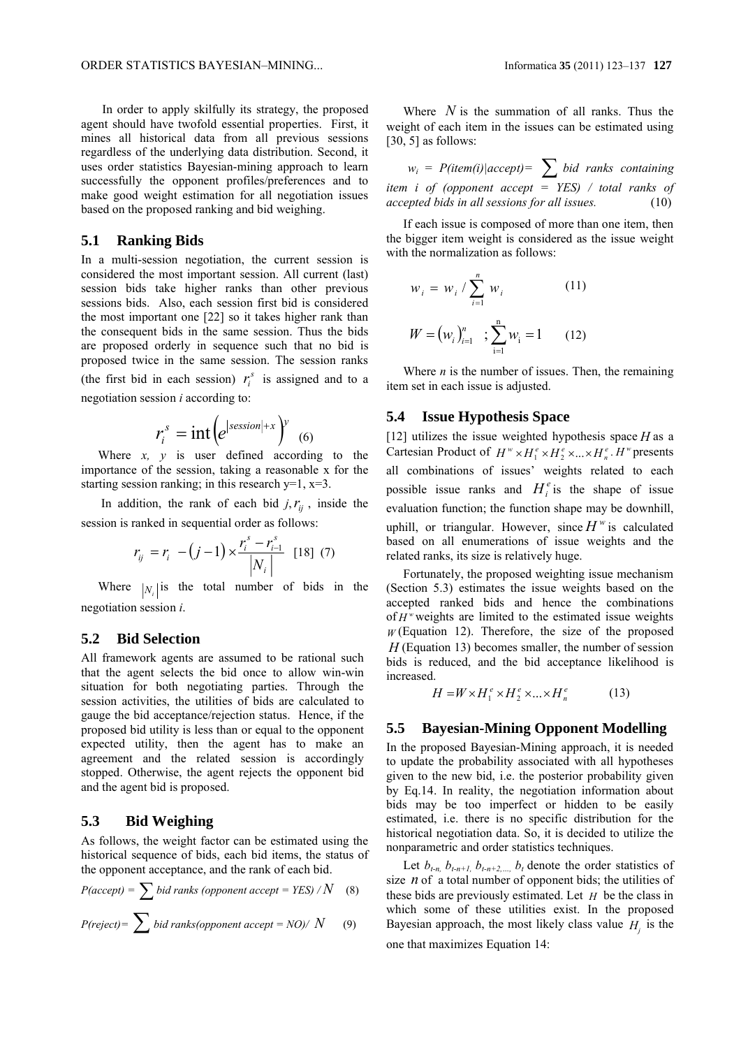In order to apply skilfully its strategy, the proposed agent should have twofold essential properties. First, it mines all historical data from all previous sessions regardless of the underlying data distribution. Second, it uses order statistics Bayesian-mining approach to learn successfully the opponent profiles/preferences and to make good weight estimation for all negotiation issues based on the proposed ranking and bid weighing.

## 5.1 Ranking Bids

In a multi-session negotiation, the current session is considered the most important session. All current (last) session bids take higher ranks than other previous sessions bids. Also, each session first bid is considered the most important one [22] so it takes higher rank than the consequent bids in the same session. Thus the bids are proposed orderly in sequence such that no bid is proposed twice in the same session. The session ranks (the first bid in each session) $r_i^s$ is assigned and to a negotiation session *i* according to:

$$r_i^s = \text{int}\left(e^{|session|+x}\right)^y \quad (6)$$

Where *x, y* is user defined according to the importance of the session, taking a reasonable x for the starting session ranking; in this research y=1, x=3.

In addition, the rank of each bid $j, r_{ij}$, inside the session is ranked in sequential order as follows:

$$r_{ij} = r_i - (j-1) \times \frac{r_i^s - r_{i-1}^s}{|N_i|} \quad [18] \quad (7)$$

Where $|N_i|$ is the total number of bids in the negotiation session *i*.

## 5.2 Bid Selection

All framework agents are assumed to be rational such that the agent selects the bid once to allow win-win situation for both negotiating parties. Through the session activities, the utilities of bids are calculated to gauge the bid acceptance/rejection status. Hence, if the proposed bid utility is less than or equal to the opponent expected utility, then the agent has to make an agreement and the related session is accordingly stopped. Otherwise, the agent rejects the opponent bid and the agent bid is proposed.

## 5.3 Bid Weighing

As follows, the weight factor can be estimated using the historical sequence of bids, each bid items, the status of the opponent acceptance, and the rank of each bid.

$$P(accept) = \sum bid\ ranks\ (opponent\ accept = YES) / N \quad (8)$$

$$P(reject) = \sum bid\ ranks(opponent\ accept = NO) / N \quad (9)$$

Where $N$ is the summation of all ranks. Thus the weight of each item in the issues can be estimated using [30, 5] as follows:

$$w_i = P(item(i)|accept) = \sum bid\ ranks\ containing\ item\ i\ of\ (opponent\ accept = YES)\ /\ total\ ranks\ of\ accepted\ bids\ in\ all\ sessions\ for\ all\ issues. \quad (10)$$

If each issue is composed of more than one item, then the bigger item weight is considered as the issue weight with the normalization as follows:

$$w_i = w_i / \sum_{i=1}^{n} w_i \quad (11)$$

$$W = (w_i)_{i=1}^{n} \quad ; \sum_{i=1}^{n} w_i = 1 \quad (12)$$

Where *n* is the number of issues. Then, the remaining item set in each issue is adjusted.

## 5.4 Issue Hypothesis Space

[12] utilizes the issue weighted hypothesis space $H$ as a Cartesian Product of $H^w \times H_1^e \times H_2^e \times ... \times H_n^e$. $H^w$ presents all combinations of issues' weights related to each possible issue ranks and $H_i^e$ is the shape of issue evaluation function; the function shape may be downhill, uphill, or triangular. However, since $H^w$ is calculated based on all enumerations of issue weights and the related ranks, its size is relatively huge.

Fortunately, the proposed weighting issue mechanism (Section 5.3) estimates the issue weights based on the accepted ranked bids and hence the combinations of $H^w$ weights are limited to the estimated issue weights $W$ (Equation 12). Therefore, the size of the proposed $H$ (Equation 13) becomes smaller, the number of session bids is reduced, and the bid acceptance likelihood is increased.

$$H = W \times H_1^e \times H_2^e \times ... \times H_n^e \quad (13)$$

## 5.5 Bayesian-Mining Opponent Modelling

In the proposed Bayesian-Mining approach, it is needed to update the probability associated with all hypotheses given to the new bid, i.e. the posterior probability given by Eq.14. In reality, the negotiation information about bids may be too imperfect or hidden to be easily estimated, i.e. there is no specific distribution for the historical negotiation data. So, it is decided to utilize the nonparametric and order statistics techniques.

Let $b_{t-n}, b_{t-n+1}, b_{t-n+2,...,} b_t$ denote the order statistics of size $n$ of a total number of opponent bids; the utilities of these bids are previously estimated. Let $H$ be the class in which some of these utilities exist. In the proposed Bayesian approach, the most likely class value $H_j$ is the one that maximizes Equation 14: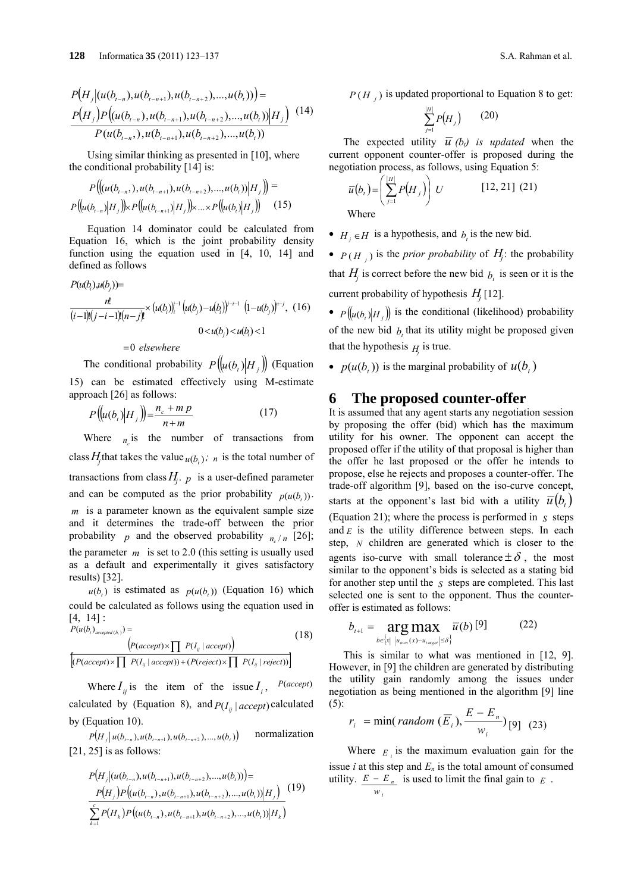$$P\left(H_j \middle| (u(b_{t-n}), u(b_{t-n+1}), u(b_{t-n+2}), ..., u(b_t))\right) = \frac{P(H_j) P\left((u(b_{t-n}), u(b_{t-n+1}), u(b_{t-n+2}), ..., u(b_t)) \middle| H_j\right)}{P(u(b_{t-n},), u(b_{t-n+1}), u(b_{t-n+2}), ..., u(b_t))} \quad (14)$$

Using similar thinking as presented in [10], where the conditional probability [14] is:

$$P\left(\left(u(b_{t-n},), u(b_{t-n+1}), u(b_{t-n+2}), ..., u(b_t)\right) \middle| H_j\right) = P\left(u(b_{t-n}) \middle| H_j\right) \times P\left(u(b_{t-n+1}) \middle| H_j\right) \times ... \times P\left(u(b_t) \middle| H_j\right) \quad (15)$$

Equation 14 dominator could be calculated from Equation 16, which is the joint probability density function using the equation used in [4, 10, 14] and defined as follows

$$P(u(b_i), u(b_j)) = \frac{n!}{(i-1)!(j-i-1)!(n-j)!} \times (u(b_i))_i^{i-1} \left(u(b_j) - u(b_i)\right)^{j-i-1} \left(1 - u(b_j)\right)^{n-j}, \quad (16)$$

$$0 < u(b_j) < u(b_i) < 1$$

$$= 0 \ \ elsewhere$$

The conditional probability $P\left(u(b_t) \middle| H_j\right)$ (Equation 15) can be estimated effectively using M-estimate approach [26] as follows:

$$P\left(u(b_t) \middle| H_j\right) = \frac{n_c + m\,p}{n + m} \quad (17)$$

Where $n_c$ is the number of transactions from class $H_j$ that takes the value $u(b_t)$; $n$ is the total number of transactions from class $H_j$. $p$ is a user-defined parameter and can be computed as the prior probability $p(u(b_t))$. $m$ is a parameter known as the equivalent sample size and it determines the trade-off between the prior probability $p$ and the observed probability $n_c / n$ [26]; the parameter $m$ is set to 2.0 (this setting is usually used as a default and experimentally it gives satisfactory results) [32].

$u(b_t)$ is estimated as $p(u(b_t))$ (Equation 16) which could be calculated as follows using the equation used in [4, 14]:

$$P(u(b_t)_{accepted(b_t)}) = \frac{\left(P(accept) \times \prod P(I_{ij} \mid accept)\right)}{\left[\left(P(accept) \times \prod P(I_{ij} \mid accept)\right) + \left(P(reject) \times \prod P(I_{ij} \mid reject)\right)\right]} \quad (18)$$

Where $I_{ij}$ is the item of the issue $I_i$, $P(accept)$ calculated by (Equation 8), and $P(I_{ij} \mid accept)$ calculated by (Equation 10).

$P\left(H_j \middle| u(b_{t-n}), u(b_{t-n+1}), u(b_{t-n+2}), ..., u(b_t)\right)$ normalization [21, 25] is as follows:

$$P\left(H_j \middle| (u(b_{t-n}), u(b_{t-n+1}), u(b_{t-n+2}), ..., u(b_t))\right) = \frac{P(H_j) P\left((u(b_{t-n}), u(b_{t-n+1}), u(b_{t-n+2}), ..., u(b_t)) \middle| H_j\right)}{\sum_{k=1}^{c} P(H_k) P\left((u(b_{t-n}), u(b_{t-n+1}), u(b_{t-n+2}), ..., u(b_t)) \middle| H_k\right)} \quad (19)$$

$P(H_j)$ is updated proportional to Equation 8 to get:

$$\sum_{j=1}^{|H|} P(H_j) \quad (20)$$

The expected utility $\overline{u}\,(b_t)$ *is updated* when the current opponent counter-offer is proposed during the negotiation process, as follows, using Equation 5:

$$\overline{u}(b_t) = \left(\sum_{j=1}^{|H|} P(H_j)\right) U \quad [12, 21] \ (21)$$

Where

- $H_j \in H$ is a hypothesis, and $b_t$ is the new bid.
- $P(H_j)$ is the *prior probability* of $H_j$: the probability that $H_j$ is correct before the new bid $b_t$ is seen or it is the current probability of hypothesis $H_j$ [12].
- $P\left(u(b_t) \middle| H_j\right)$ is the conditional (likelihood) probability of the new bid $b_t$ that its utility might be proposed given that the hypothesis $H_j$ is true.
- $p(u(b_t))$ is the marginal probability of $u(b_t)$

# 6 The proposed counter-offer

It is assumed that any agent starts any negotiation session by proposing the offer (bid) which has the maximum utility for his owner. The opponent can accept the proposed offer if the utility of that proposal is higher than the offer he last proposed or the offer he intends to propose, else he rejects and proposes a counter-offer. The trade-off algorithm [9], based on the iso-curve concept, starts at the opponent's last bid with a utility $\overline{u}(b_t)$ (Equation 21); where the process is performed in $S$ steps and $E$ is the utility difference between steps. In each step, $N$ children are generated which is closer to the agents iso-curve with small tolerance $\pm\delta$, the most similar to the opponent's bids is selected as a stating bid for another step until the $S$ steps are completed. This last selected one is sent to the opponent. Thus the counter-offer is estimated as follows:

$$b_{t+1} = \underset{b \in \left\{x \,\middle|\, \left|u_{own}(x) - u_{target}\right| \le \delta\right\}}{\arg\max} \ \overline{u}(b) \ [9] \quad (22)$$

This is similar to what was mentioned in [12, 9]. However, in [9] the children are generated by distributing the utility gain randomly among the issues under negotiation as being mentioned in the algorithm [9] line (5):

$$r_i = \min(random\ (\overline{E}_i), \frac{E - E_n}{w_i}) \ [9] \quad (23)$$

Where $E_i$ is the maximum evaluation gain for the issue *i* at this step and $E_n$ is the total amount of consumed utility. $\frac{E - E_n}{w_i}$ is used to limit the final gain to $E$.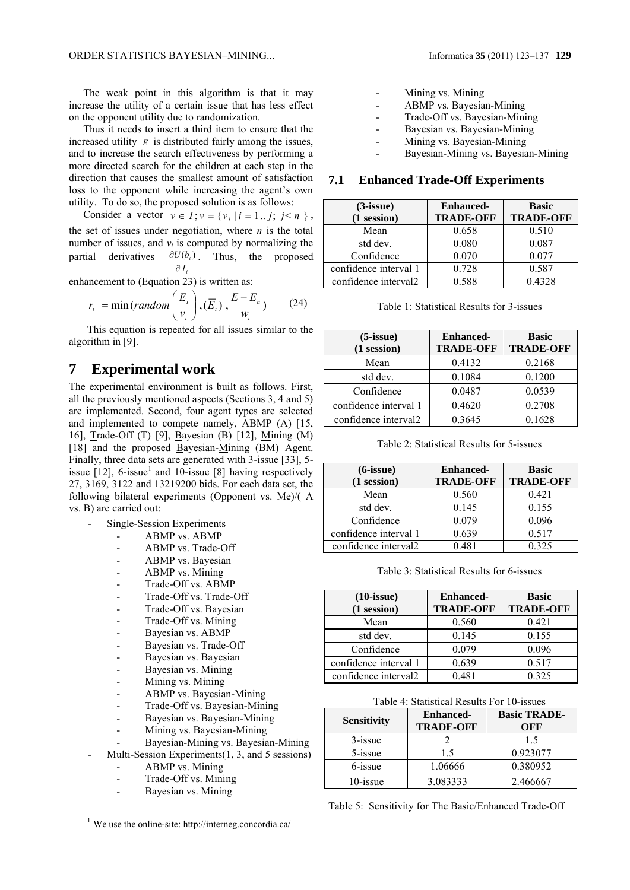The weak point in this algorithm is that it may increase the utility of a certain issue that has less effect on the opponent utility due to randomization.

Thus it needs to insert a third item to ensure that the increased utility $E$ is distributed fairly among the issues, and to increase the search effectiveness by performing a more directed search for the children at each step in the direction that causes the smallest amount of satisfaction loss to the opponent while increasing the agent's own utility. To do so, the proposed solution is as follows:

Consider a vector $v \in I; v = \{v_i \mid i = 1..j;\ j < n\}$, the set of issues under negotiation, where $n$ is the total number of issues, and $v_i$ is computed by normalizing the partial derivatives $\frac{\partial U(b_i)}{\partial I_i}$. Thus, the proposed enhancement to (Equation 23) is written as:

$$r_i = \min(random\left(\frac{E_i}{v_i}\right), (\overline{E}_i), \frac{E - E_n}{w_i}) \qquad (24)$$

This equation is repeated for all issues similar to the algorithm in [9].

# 7 Experimental work

The experimental environment is built as follows. First, all the previously mentioned aspects (Sections 3, 4 and 5) are implemented. Second, four agent types are selected and implemented to compete namely, ABMP (A) [15, 16], Trade-Off (T) [9], Bayesian (B) [12], Mining (M) [18] and the proposed Bayesian-Mining (BM) Agent. Finally, three data sets are generated with 3-issue [33], 5-issue [12], 6-issue[1] and 10-issue [8] having respectively 27, 3169, 3122 and 13219200 bids. For each data set, the following bilateral experiments (Opponent vs. Me)/( A vs. B) are carried out:

- Single-Session Experiments
  - ABMP vs. ABMP
  - ABMP vs. Trade-Off
  - ABMP vs. Bayesian
  - ABMP vs. Mining
  - Trade-Off vs. ABMP
  - Trade-Off vs. Trade-Off
  - Trade-Off vs. Bayesian
  - Trade-Off vs. Mining
  - Bayesian vs. ABMP
  - Bayesian vs. Trade-Off
  - Bayesian vs. Bayesian
  - Bayesian vs. Mining
  - Mining vs. Mining
  - ABMP vs. Bayesian-Mining
  - Trade-Off vs. Bayesian-Mining
  - Bayesian vs. Bayesian-Mining
  - Mining vs. Bayesian-Mining
  - Bayesian-Mining vs. Bayesian-Mining
- Multi-Session Experiments(1, 3, and 5 sessions)
  - ABMP vs. Mining
  - Trade-Off vs. Mining
  - Bayesian vs. Mining
  - Mining vs. Mining
  - ABMP vs. Bayesian-Mining
  - Trade-Off vs. Bayesian-Mining
  - Bayesian vs. Bayesian-Mining
  - Mining vs. Bayesian-Mining
  - Bayesian-Mining vs. Bayesian-Mining

[1] We use the online-site: http://interneg.concordia.ca/

## 7.1 Enhanced Trade-Off Experiments

| (3-issue) (1 session) | Enhanced-TRADE-OFF | Basic TRADE-OFF |
|---|---|---|
| Mean | 0.658 | 0.510 |
| std dev. | 0.080 | 0.087 |
| Confidence | 0.070 | 0.077 |
| confidence interval 1 | 0.728 | 0.587 |
| confidence interval2 | 0.588 | 0.4328 |

Table 1: Statistical Results for 3-issues

| (5-issue) (1 session) | Enhanced-TRADE-OFF | Basic TRADE-OFF |
|---|---|---|
| Mean | 0.4132 | 0.2168 |
| std dev. | 0.1084 | 0.1200 |
| Confidence | 0.0487 | 0.0539 |
| confidence interval 1 | 0.4620 | 0.2708 |
| confidence interval2 | 0.3645 | 0.1628 |

Table 2: Statistical Results for 5-issues

| (6-issue) (1 session) | Enhanced-TRADE-OFF | Basic TRADE-OFF |
|---|---|---|
| Mean | 0.560 | 0.421 |
| std dev. | 0.145 | 0.155 |
| Confidence | 0.079 | 0.096 |
| confidence interval 1 | 0.639 | 0.517 |
| confidence interval2 | 0.481 | 0.325 |

Table 3: Statistical Results for 6-issues

| (10-issue) (1 session) | Enhanced-TRADE-OFF | Basic TRADE-OFF |
|---|---|---|
| Mean | 0.560 | 0.421 |
| std dev. | 0.145 | 0.155 |
| Confidence | 0.079 | 0.096 |
| confidence interval 1 | 0.639 | 0.517 |
| confidence interval2 | 0.481 | 0.325 |

Table 4: Statistical Results For 10-issues

| Sensitivity | Enhanced-TRADE-OFF | Basic TRADE-OFF |
|---|---|---|
| 3-issue | 2 | 1.5 |
| 5-issue | 1.5 | 0.923077 |
| 6-issue | 1.06666 | 0.380952 |
| 10-issue | 3.083333 | 2.466667 |

Table 5: Sensitivity for The Basic/Enhanced Trade-Off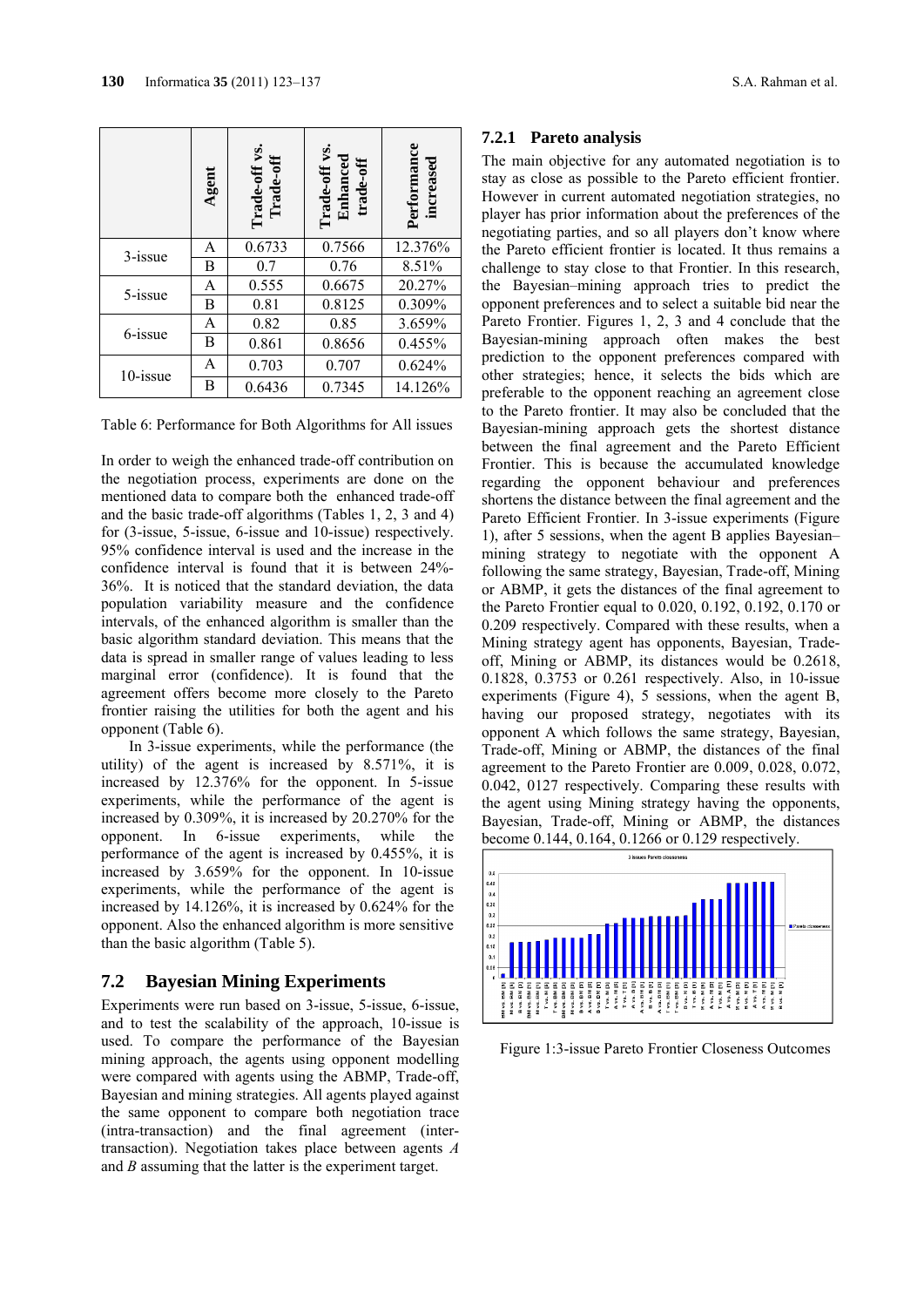|  | Agent | Trade-off vs. Trade-off | Trade-off vs. Enhanced trade-off | Performance increased |
|---|---|---|---|---|
| 3-issue | A | 0.6733 | 0.7566 | 12.376% |
|  | B | 0.7 | 0.76 | 8.51% |
| 5-issue | A | 0.555 | 0.6675 | 20.27% |
|  | B | 0.81 | 0.8125 | 0.309% |
| 6-issue | A | 0.82 | 0.85 | 3.659% |
|  | B | 0.861 | 0.8656 | 0.455% |
| 10-issue | A | 0.703 | 0.707 | 0.624% |
|  | B | 0.6436 | 0.7345 | 14.126% |

Table 6: Performance for Both Algorithms for All issues

In order to weigh the enhanced trade-off contribution on the negotiation process, experiments are done on the mentioned data to compare both the enhanced trade-off and the basic trade-off algorithms (Tables 1, 2, 3 and 4) for (3-issue, 5-issue, 6-issue and 10-issue) respectively. 95% confidence interval is used and the increase in the confidence interval is found that it is between 24%-36%. It is noticed that the standard deviation, the data population variability measure and the confidence intervals, of the enhanced algorithm is smaller than the basic algorithm standard deviation. This means that the data is spread in smaller range of values leading to less marginal error (confidence). It is found that the agreement offers become more closely to the Pareto frontier raising the utilities for both the agent and his opponent (Table 6).

In 3-issue experiments, while the performance (the utility) of the agent is increased by 8.571%, it is increased by 12.376% for the opponent. In 5-issue experiments, while the performance of the agent is increased by 0.309%, it is increased by 20.270% for the opponent. In 6-issue experiments, while the performance of the agent is increased by 0.455%, it is increased by 3.659% for the opponent. In 10-issue experiments, while the performance of the agent is increased by 14.126%, it is increased by 0.624% for the opponent. Also the enhanced algorithm is more sensitive than the basic algorithm (Table 5).

## 7.2 Bayesian Mining Experiments

Experiments were run based on 3-issue, 5-issue, 6-issue, and to test the scalability of the approach, 10-issue is used. To compare the performance of the Bayesian mining approach, the agents using opponent modelling were compared with agents using the ABMP, Trade-off, Bayesian and mining strategies. All agents played against the same opponent to compare both negotiation trace (intra-transaction) and the final agreement (inter-transaction). Negotiation takes place between agents *A* and *B* assuming that the latter is the experiment target.

### 7.2.1 Pareto analysis

The main objective for any automated negotiation is to stay as close as possible to the Pareto efficient frontier. However in current automated negotiation strategies, no player has prior information about the preferences of the negotiating parties, and so all players don't know where the Pareto efficient frontier is located. It thus remains a challenge to stay close to that Frontier. In this research, the Bayesian–mining approach tries to predict the opponent preferences and to select a suitable bid near the Pareto Frontier. Figures 1, 2, 3 and 4 conclude that the Bayesian-mining approach often makes the best prediction to the opponent preferences compared with other strategies; hence, it selects the bids which are preferable to the opponent reaching an agreement close to the Pareto frontier. It may also be concluded that the Bayesian-mining approach gets the shortest distance between the final agreement and the Pareto Efficient Frontier. This is because the accumulated knowledge regarding the opponent behaviour and preferences shortens the distance between the final agreement and the Pareto Efficient Frontier. In 3-issue experiments (Figure 1), after 5 sessions, when the agent B applies Bayesian–mining strategy to negotiate with the opponent A following the same strategy, Bayesian, Trade-off, Mining or ABMP, it gets the distances of the final agreement to the Pareto Frontier equal to 0.020, 0.192, 0.192, 0.170 or 0.209 respectively. Compared with these results, when a Mining strategy agent has opponents, Bayesian, Trade-off, Mining or ABMP, its distances would be 0.2618, 0.1828, 0.3753 or 0.261 respectively. Also, in 10-issue experiments (Figure 4), 5 sessions, when the agent B, having our proposed strategy, negotiates with its opponent A which follows the same strategy, Bayesian, Trade-off, Mining or ABMP, the distances of the final agreement to the Pareto Frontier are 0.009, 0.028, 0.072, 0.042, 0127 respectively. Comparing these results with the agent using Mining strategy having the opponents, Bayesian, Trade-off, Mining or ABMP, the distances become 0.144, 0.164, 0.1266 or 0.129 respectively.

Figure 1:3-issue Pareto Frontier Closeness Outcomes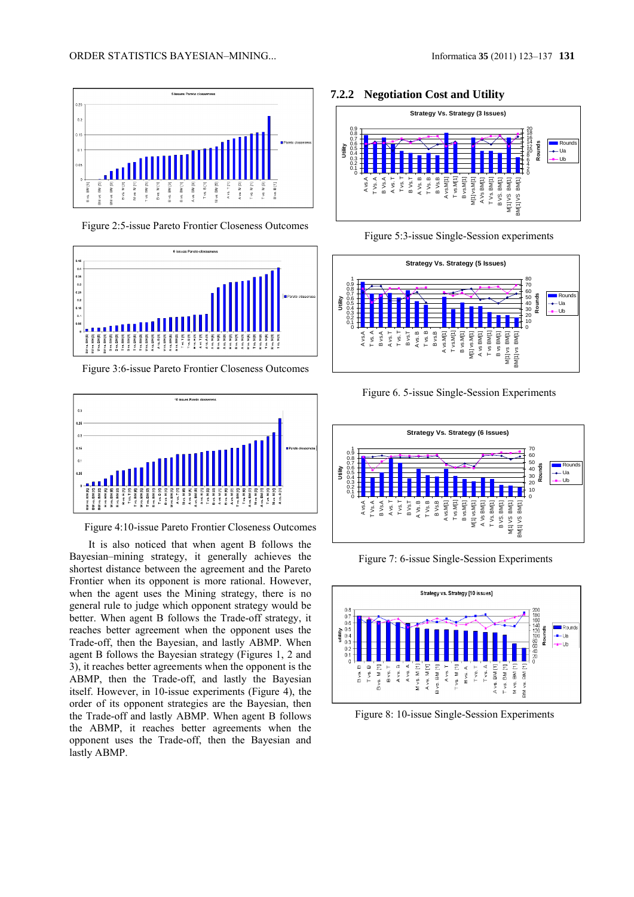Figure 2:5-issue Pareto Frontier Closeness Outcomes

Figure 3:6-issue Pareto Frontier Closeness Outcomes

Figure 4:10-issue Pareto Frontier Closeness Outcomes

It is also noticed that when agent B follows the Bayesian–mining strategy, it generally achieves the shortest distance between the agreement and the Pareto Frontier when its opponent is more rational. However, when the agent uses the Mining strategy, there is no general rule to judge which opponent strategy would be better. When agent B follows the Trade-off strategy, it reaches better agreement when the opponent uses the Trade-off, then the Bayesian, and lastly ABMP. When agent B follows the Bayesian strategy (Figures 1, 2 and 3), it reaches better agreements when the opponent is the ABMP, then the Trade-off, and lastly the Bayesian itself. However, in 10-issue experiments (Figure 4), the order of its opponent strategies are the Bayesian, then the Trade-off and lastly ABMP. When agent B follows the ABMP, it reaches better agreements when the opponent uses the Trade-off, then the Bayesian and lastly ABMP.

### 7.2.2 Negotiation Cost and Utility

Figure 5:3-issue Single-Session experiments

Figure 6. 5-issue Single-Session Experiments

Figure 7: 6-issue Single-Session Experiments

Figure 8: 10-issue Single-Session Experiments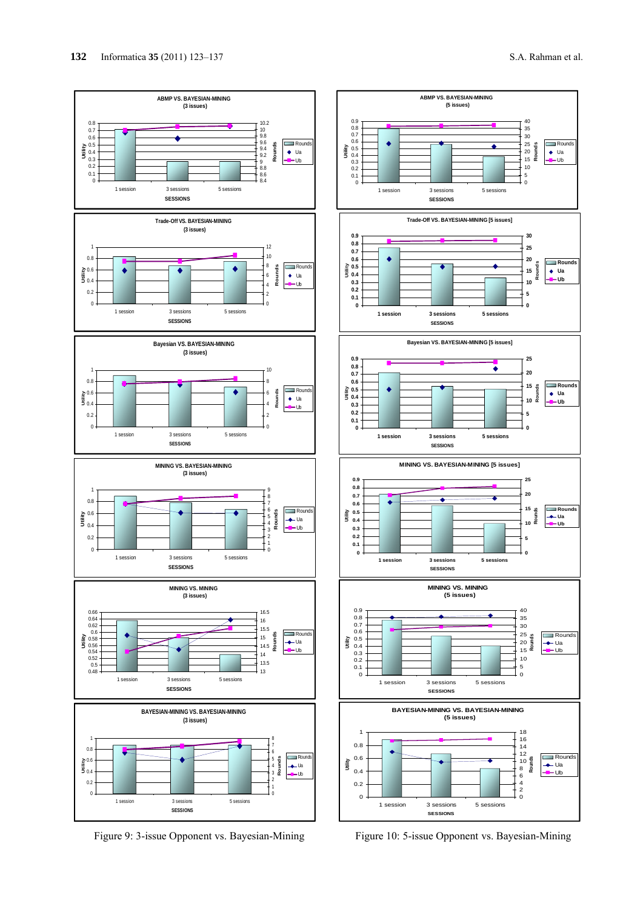Figure 9: 3-issue Opponent vs. Bayesian-Mining

Figure 10: 5-issue Opponent vs. Bayesian-Mining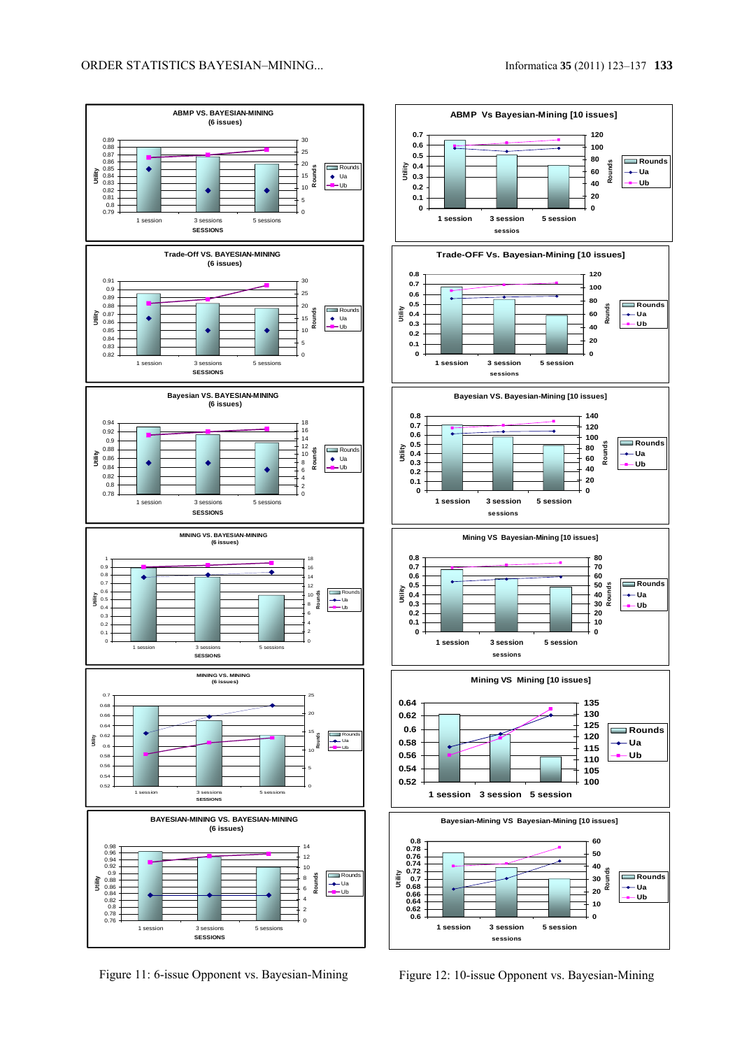Figure 11: 6-issue Opponent vs. Bayesian-Mining

Figure 12: 10-issue Opponent vs. Bayesian-Mining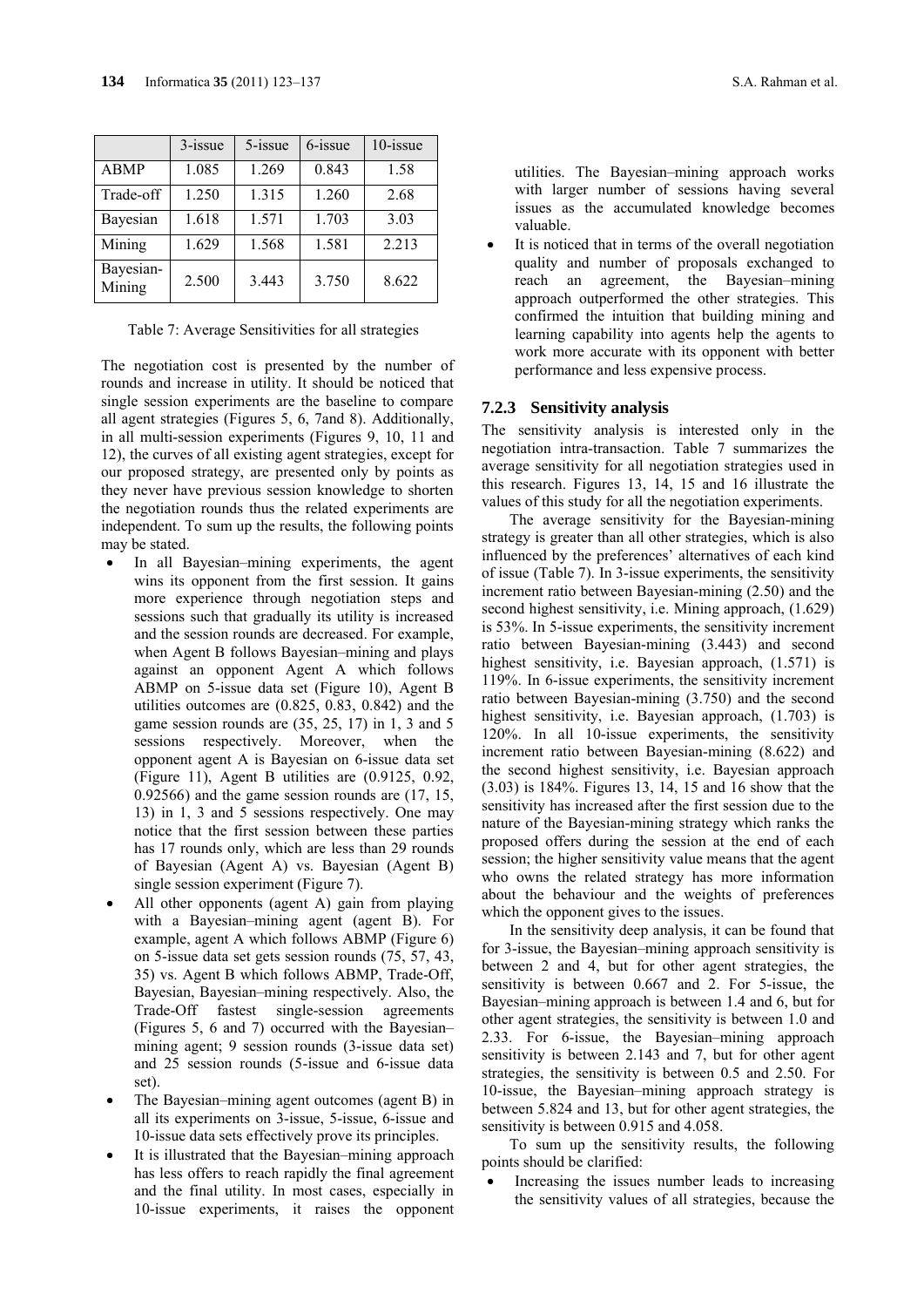|  | 3-issue | 5-issue | 6-issue | 10-issue |
|---|---|---|---|---|
| ABMP | 1.085 | 1.269 | 0.843 | 1.58 |
| Trade-off | 1.250 | 1.315 | 1.260 | 2.68 |
| Bayesian | 1.618 | 1.571 | 1.703 | 3.03 |
| Mining | 1.629 | 1.568 | 1.581 | 2.213 |
| Bayesian-Mining | 2.500 | 3.443 | 3.750 | 8.622 |

Table 7: Average Sensitivities for all strategies

The negotiation cost is presented by the number of rounds and increase in utility. It should be noticed that single session experiments are the baseline to compare all agent strategies (Figures 5, 6, 7and 8). Additionally, in all multi-session experiments (Figures 9, 10, 11 and 12), the curves of all existing agent strategies, except for our proposed strategy, are presented only by points as they never have previous session knowledge to shorten the negotiation rounds thus the related experiments are independent. To sum up the results, the following points may be stated.

- In all Bayesian–mining experiments, the agent wins its opponent from the first session. It gains more experience through negotiation steps and sessions such that gradually its utility is increased and the session rounds are decreased. For example, when Agent B follows Bayesian–mining and plays against an opponent Agent A which follows ABMP on 5-issue data set (Figure 10), Agent B utilities outcomes are (0.825, 0.83, 0.842) and the game session rounds are (35, 25, 17) in 1, 3 and 5 sessions respectively. Moreover, when the opponent agent A is Bayesian on 6-issue data set (Figure 11), Agent B utilities are (0.9125, 0.92, 0.92566) and the game session rounds are (17, 15, 13) in 1, 3 and 5 sessions respectively. One may notice that the first session between these parties has 17 rounds only, which are less than 29 rounds of Bayesian (Agent A) vs. Bayesian (Agent B) single session experiment (Figure 7).
- All other opponents (agent A) gain from playing with a Bayesian–mining agent (agent B). For example, agent A which follows ABMP (Figure 6) on 5-issue data set gets session rounds (75, 57, 43, 35) vs. Agent B which follows ABMP, Trade-Off, Bayesian, Bayesian–mining respectively. Also, the Trade-Off fastest single-session agreements (Figures 5, 6 and 7) occurred with the Bayesian–mining agent; 9 session rounds (3-issue data set) and 25 session rounds (5-issue and 6-issue data set).
- The Bayesian–mining agent outcomes (agent B) in all its experiments on 3-issue, 5-issue, 6-issue and 10-issue data sets effectively prove its principles.
- It is illustrated that the Bayesian–mining approach has less offers to reach rapidly the final agreement and the final utility. In most cases, especially in 10-issue experiments, it raises the opponent utilities. The Bayesian–mining approach works with larger number of sessions having several issues as the accumulated knowledge becomes valuable.
- It is noticed that in terms of the overall negotiation quality and number of proposals exchanged to reach an agreement, the Bayesian–mining approach outperformed the other strategies. This confirmed the intuition that building mining and learning capability into agents help the agents to work more accurate with its opponent with better performance and less expensive process.

### 7.2.3 Sensitivity analysis

The sensitivity analysis is interested only in the negotiation intra-transaction. Table 7 summarizes the average sensitivity for all negotiation strategies used in this research. Figures 13, 14, 15 and 16 illustrate the values of this study for all the negotiation experiments.

The average sensitivity for the Bayesian-mining strategy is greater than all other strategies, which is also influenced by the preferences' alternatives of each kind of issue (Table 7). In 3-issue experiments, the sensitivity increment ratio between Bayesian-mining (2.50) and the second highest sensitivity, i.e. Mining approach, (1.629) is 53%. In 5-issue experiments, the sensitivity increment ratio between Bayesian-mining (3.443) and second highest sensitivity, i.e. Bayesian approach, (1.571) is 119%. In 6-issue experiments, the sensitivity increment ratio between Bayesian-mining (3.750) and the second highest sensitivity, i.e. Bayesian approach, (1.703) is 120%. In all 10-issue experiments, the sensitivity increment ratio between Bayesian-mining (8.622) and the second highest sensitivity, i.e. Bayesian approach (3.03) is 184%. Figures 13, 14, 15 and 16 show that the sensitivity has increased after the first session due to the nature of the Bayesian-mining strategy which ranks the proposed offers during the session at the end of each session; the higher sensitivity value means that the agent who owns the related strategy has more information about the behaviour and the weights of preferences which the opponent gives to the issues.

In the sensitivity deep analysis, it can be found that for 3-issue, the Bayesian–mining approach sensitivity is between 2 and 4, but for other agent strategies, the sensitivity is between 0.667 and 2. For 5-issue, the Bayesian–mining approach is between 1.4 and 6, but for other agent strategies, the sensitivity is between 1.0 and 2.33. For 6-issue, the Bayesian–mining approach sensitivity is between 2.143 and 7, but for other agent strategies, the sensitivity is between 0.5 and 2.50. For 10-issue, the Bayesian–mining approach strategy is between 5.824 and 13, but for other agent strategies, the sensitivity is between 0.915 and 4.058.

To sum up the sensitivity results, the following points should be clarified:

- Increasing the issues number leads to increasing the sensitivity values of all strategies, because the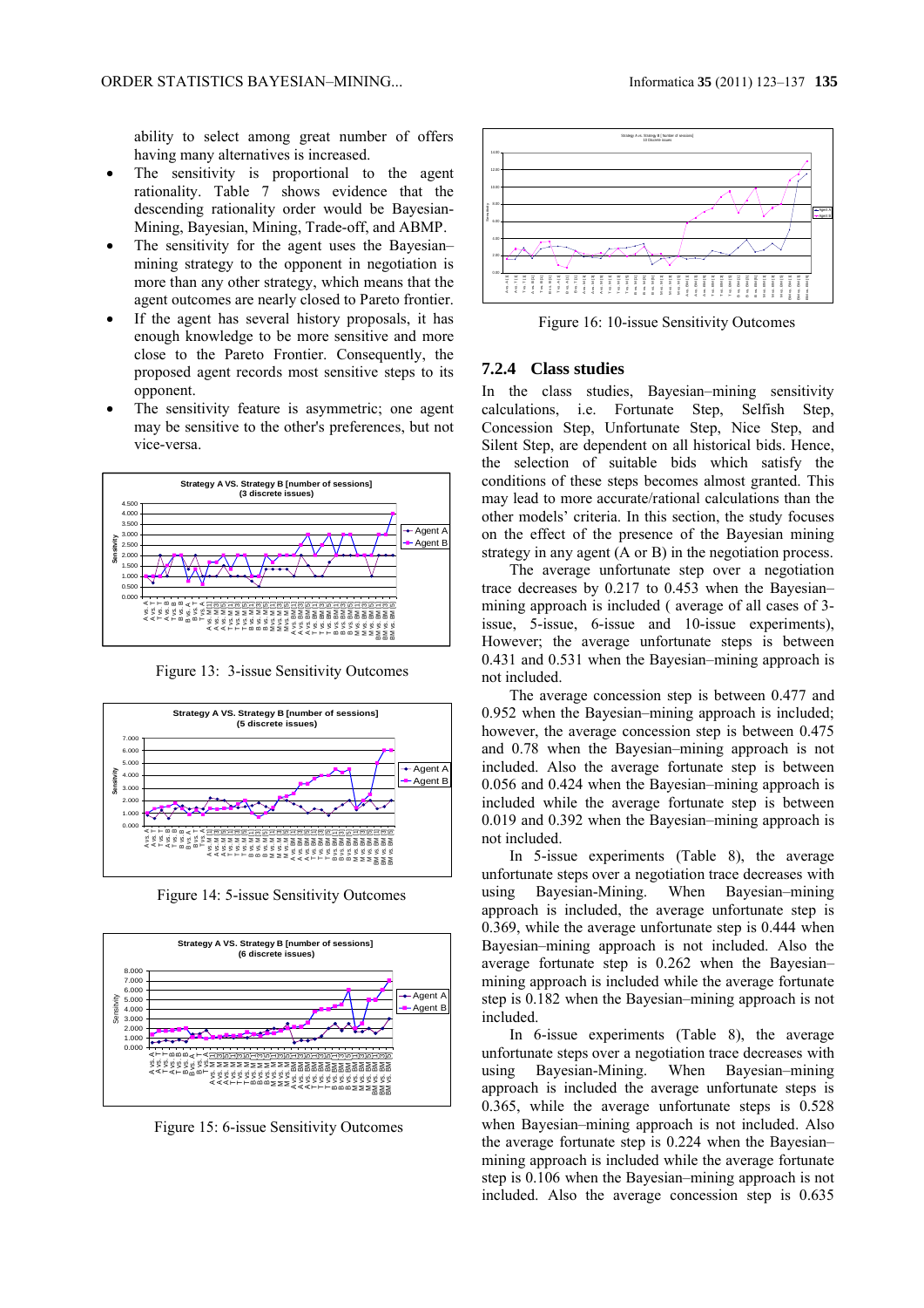ability to select among great number of offers having many alternatives is increased.

- The sensitivity is proportional to the agent rationality. Table 7 shows evidence that the descending rationality order would be Bayesian-Mining, Bayesian, Mining, Trade-off, and ABMP.
- The sensitivity for the agent uses the Bayesian–mining strategy to the opponent in negotiation is more than any other strategy, which means that the agent outcomes are nearly closed to Pareto frontier.
- If the agent has several history proposals, it has enough knowledge to be more sensitive and more close to the Pareto Frontier. Consequently, the proposed agent records most sensitive steps to its opponent.
- The sensitivity feature is asymmetric; one agent may be sensitive to the other's preferences, but not vice-versa.

Figure 13: 3-issue Sensitivity Outcomes

Figure 14: 5-issue Sensitivity Outcomes

Figure 15: 6-issue Sensitivity Outcomes

Figure 16: 10-issue Sensitivity Outcomes

### 7.2.4 Class studies

In the class studies, Bayesian–mining sensitivity calculations, i.e. Fortunate Step, Selfish Step, Concession Step, Unfortunate Step, Nice Step, and Silent Step, are dependent on all historical bids. Hence, the selection of suitable bids which satisfy the conditions of these steps becomes almost granted. This may lead to more accurate/rational calculations than the other models' criteria. In this section, the study focuses on the effect of the presence of the Bayesian mining strategy in any agent (A or B) in the negotiation process.

The average unfortunate step over a negotiation trace decreases by 0.217 to 0.453 when the Bayesian–mining approach is included ( average of all cases of 3-issue, 5-issue, 6-issue and 10-issue experiments), However; the average unfortunate steps is between 0.431 and 0.531 when the Bayesian–mining approach is not included.

The average concession step is between 0.477 and 0.952 when the Bayesian–mining approach is included; however, the average concession step is between 0.475 and 0.78 when the Bayesian–mining approach is not included. Also the average fortunate step is between 0.056 and 0.424 when the Bayesian–mining approach is included while the average fortunate steps is between 0.019 and 0.392 when the Bayesian–mining approach is not included.

In 5-issue experiments (Table 8), the average unfortunate steps over a negotiation trace decreases with using Bayesian-Mining. When Bayesian–mining approach is included, the average unfortunate step is 0.369, while the average unfortunate step is 0.444 when Bayesian–mining approach is not included. Also the average fortunate step is 0.262 when the Bayesian–mining approach is included while the average fortunate step is 0.182 when the Bayesian–mining approach is not included.

In 6-issue experiments (Table 8), the average unfortunate steps over a negotiation trace decreases with using Bayesian-Mining. When Bayesian–mining approach is included the average unfortunate steps is 0.365, while the average unfortunate steps is 0.528 when Bayesian–mining approach is not included. Also the average fortunate step is 0.224 when the Bayesian–mining approach is included while the average fortunate step is 0.106 when the Bayesian–mining approach is not included. Also the average concession step is 0.635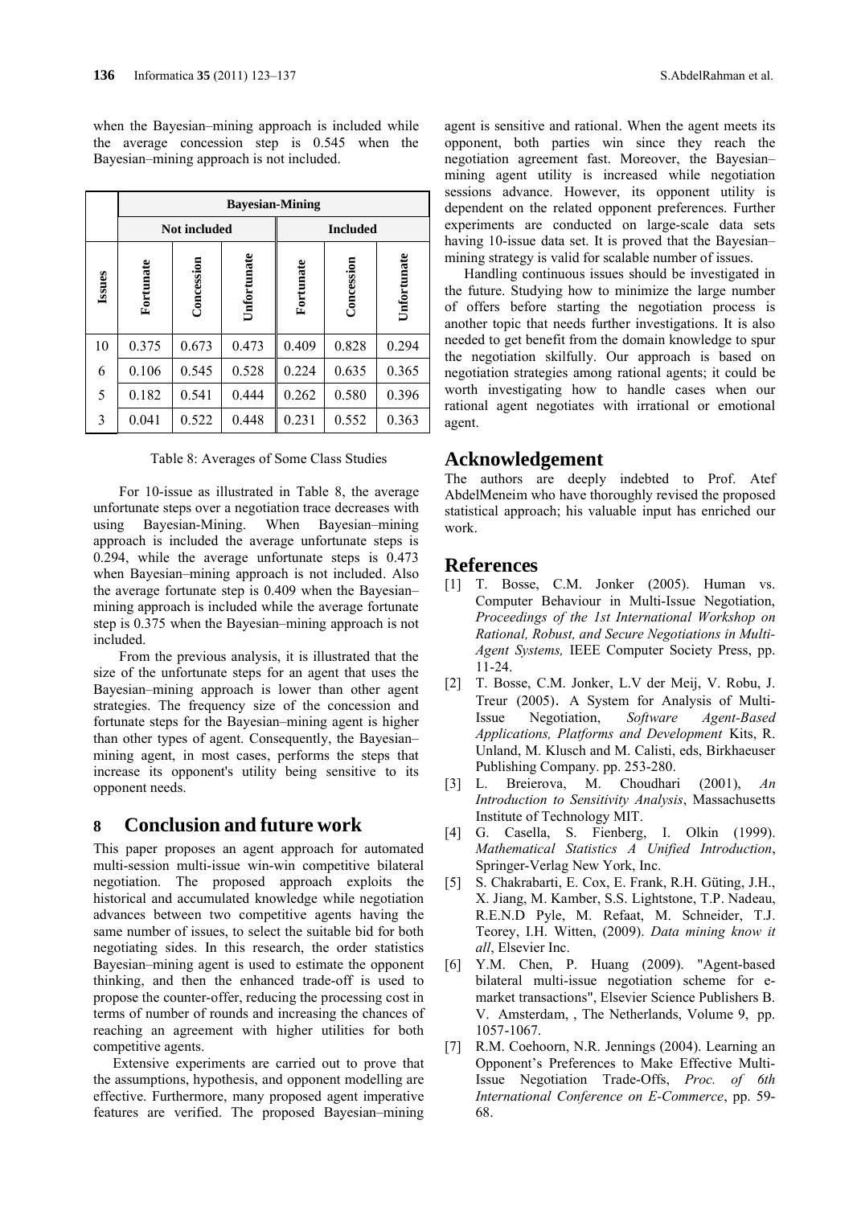when the Bayesian–mining approach is included while the average concession step is 0.545 when the Bayesian–mining approach is not included.

| Issues | Bayesian-Mining | | | | | |
|---|---|---|---|---|---|---|
| | Not included | | | Included | | |
| | Fortunate | Concession | Unfortunate | Fortunate | Concession | Unfortunate |
| 10 | 0.375 | 0.673 | 0.473 | 0.409 | 0.828 | 0.294 |
| 6 | 0.106 | 0.545 | 0.528 | 0.224 | 0.635 | 0.365 |
| 5 | 0.182 | 0.541 | 0.444 | 0.262 | 0.580 | 0.396 |
| 3 | 0.041 | 0.522 | 0.448 | 0.231 | 0.552 | 0.363 |

Table 8: Averages of Some Class Studies

For 10-issue as illustrated in Table 8, the average unfortunate steps over a negotiation trace decreases with using Bayesian-Mining. When Bayesian–mining approach is included the average unfortunate steps is 0.294, while the average unfortunate steps is 0.473 when Bayesian–mining approach is not included. Also the average fortunate step is 0.409 when the Bayesian–mining approach is included while the average fortunate step is 0.375 when the Bayesian–mining approach is not included.

From the previous analysis, it is illustrated that the size of the unfortunate steps for an agent that uses the Bayesian–mining approach is lower than other agent strategies. The frequency size of the concession and fortunate steps for the Bayesian–mining agent is higher than other types of agent. Consequently, the Bayesian–mining agent, in most cases, performs the steps that increase its opponent's utility being sensitive to its opponent needs.

## 8 Conclusion and future work

This paper proposes an agent approach for automated multi-session multi-issue win-win competitive bilateral negotiation. The proposed approach exploits the historical and accumulated knowledge while negotiation advances between two competitive agents having the same number of issues, to select the suitable bid for both negotiating sides. In this research, the order statistics Bayesian–mining agent is used to estimate the opponent thinking, and then the enhanced trade-off is used to propose the counter-offer, reducing the processing cost in terms of number of rounds and increasing the chances of reaching an agreement with higher utilities for both competitive agents.

Extensive experiments are carried out to prove that the assumptions, hypothesis, and opponent modelling are effective. Furthermore, many proposed agent imperative features are verified. The proposed Bayesian–mining agent is sensitive and rational. When the agent meets its opponent, both parties win since they reach the negotiation agreement fast. Moreover, the Bayesian–mining agent utility is increased while negotiation sessions advance. However, its opponent utility is dependent on the related opponent preferences. Further experiments are conducted on large-scale data sets having 10-issue data set. It is proved that the Bayesian–mining strategy is valid for scalable number of issues.

Handling continuous issues should be investigated in the future. Studying how to minimize the large number of offers before starting the negotiation process is another topic that needs further investigations. It is also needed to get benefit from the domain knowledge to spur the negotiation skilfully. Our approach is based on negotiation strategies among rational agents; it could be worth investigating how to handle cases when our rational agent negotiates with irrational or emotional agent.

## Acknowledgement

The authors are deeply indebted to Prof. Atef AbdelMeneim who have thoroughly revised the proposed statistical approach; his valuable input has enriched our work.

## References

[1] T. Bosse, C.M. Jonker (2005). Human vs. Computer Behaviour in Multi-Issue Negotiation, *Proceedings of the 1st International Workshop on Rational, Robust, and Secure Negotiations in Multi-Agent Systems,* IEEE Computer Society Press, pp. 11-24.

[2] T. Bosse, C.M. Jonker, L.V der Meij, V. Robu, J. Treur (2005). A System for Analysis of Multi-Issue Negotiation, *Software Agent-Based Applications, Platforms and Development* Kits, R. Unland, M. Klusch and M. Calisti, eds, Birkhaeuser Publishing Company. pp. 253-280.

[3] L. Breierova, M. Choudhari (2001), *An Introduction to Sensitivity Analysis*, Massachusetts Institute of Technology MIT.

[4] G. Casella, S. Fienberg, I. Olkin (1999). *Mathematical Statistics A Unified Introduction*, Springer-Verlag New York, Inc.

[5] S. Chakrabarti, E. Cox, E. Frank, R.H. Güting, J.H., X. Jiang, M. Kamber, S.S. Lightstone, T.P. Nadeau, R.E.N.D Pyle, M. Refaat, M. Schneider, T.J. Teorey, I.H. Witten, (2009). *Data mining know it all*, Elsevier Inc.

[6] Y.M. Chen, P. Huang (2009). "Agent-based bilateral multi-issue negotiation scheme for e-market transactions", Elsevier Science Publishers B. V. Amsterdam, , The Netherlands, Volume 9, pp. 1057-1067.

[7] R.M. Coehoorn, N.R. Jennings (2004). Learning an Opponent's Preferences to Make Effective Multi-Issue Negotiation Trade-Offs, *Proc. of 6th International Conference on E-Commerce*, pp. 59-68.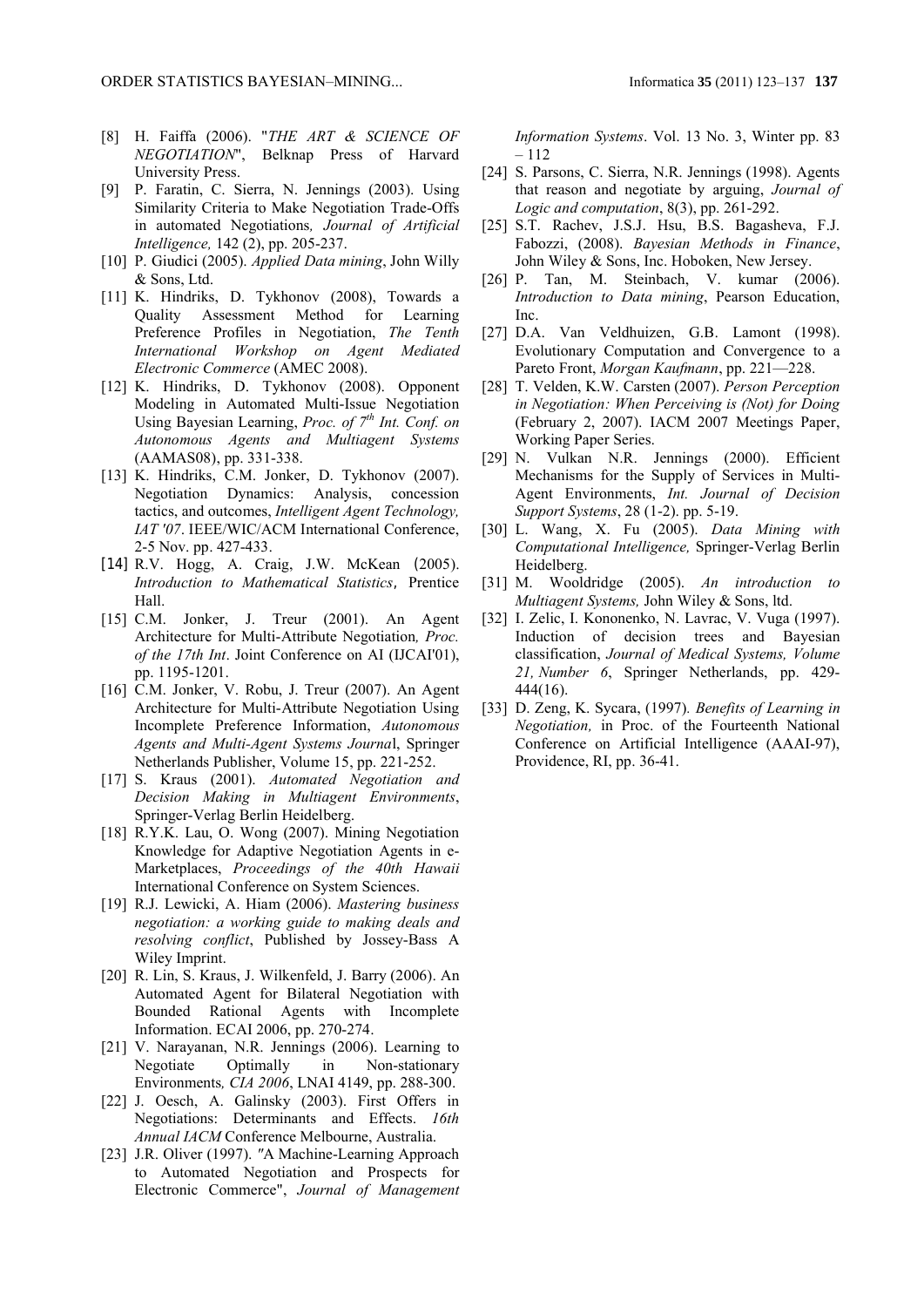[8] H. Faiffa (2006). "*THE ART & SCIENCE OF NEGOTIATION*", Belknap Press of Harvard University Press.

[9] P. Faratin, C. Sierra, N. Jennings (2003). Using Similarity Criteria to Make Negotiation Trade-Offs in automated Negotiations*, Journal of Artificial Intelligence,* 142 (2), pp. 205-237.

[10] P. Giudici (2005). *Applied Data mining*, John Willy & Sons, Ltd.

[11] K. Hindriks, D. Tykhonov (2008), Towards a Quality Assessment Method for Learning Preference Profiles in Negotiation, *The Tenth International Workshop on Agent Mediated Electronic Commerce* (AMEC 2008).

[12] K. Hindriks, D. Tykhonov (2008). Opponent Modeling in Automated Multi-Issue Negotiation Using Bayesian Learning, *Proc. of 7th Int. Conf. on Autonomous Agents and Multiagent Systems* (AAMAS08), pp. 331-338.

[13] K. Hindriks, C.M. Jonker, D. Tykhonov (2007). Negotiation Dynamics: Analysis, concession tactics, and outcomes, *Intelligent Agent Technology, IAT '07*. IEEE/WIC/ACM International Conference, 2-5 Nov. pp. 427-433.

[14] R.V. Hogg, A. Craig, J.W. McKean (2005). *Introduction to Mathematical Statistics*, Prentice Hall.

[15] C.M. Jonker, J. Treur (2001). An Agent Architecture for Multi-Attribute Negotiation*, Proc. of the 17th Int*. Joint Conference on AI (IJCAI'01), pp. 1195-1201.

[16] C.M. Jonker, V. Robu, J. Treur (2007). An Agent Architecture for Multi-Attribute Negotiation Using Incomplete Preference Information, *Autonomous Agents and Multi-Agent Systems Journa*l, Springer Netherlands Publisher, Volume 15, pp. 221-252.

[17] S. Kraus (2001). *Automated Negotiation and Decision Making in Multiagent Environments*, Springer-Verlag Berlin Heidelberg.

[18] R.Y.K. Lau, O. Wong (2007). Mining Negotiation Knowledge for Adaptive Negotiation Agents in e-Marketplaces, *Proceedings of the 40th Hawaii* International Conference on System Sciences.

[19] R.J. Lewicki, A. Hiam (2006). *Mastering business negotiation: a working guide to making deals and resolving conflict*, Published by Jossey-Bass A Wiley Imprint.

[20] R. Lin, S. Kraus, J. Wilkenfeld, J. Barry (2006). An Automated Agent for Bilateral Negotiation with Bounded Rational Agents with Incomplete Information. ECAI 2006, pp. 270-274.

[21] V. Narayanan, N.R. Jennings (2006). Learning to Negotiate Optimally in Non-stationary Environments*, CIA 2006*, LNAI 4149, pp. 288-300.

[22] J. Oesch, A. Galinsky (2003). First Offers in Negotiations: Determinants and Effects. *16th Annual IACM* Conference Melbourne, Australia.

[23] J.R. Oliver (1997). "A Machine-Learning Approach to Automated Negotiation and Prospects for Electronic Commerce", *Journal of Management Information Systems*. Vol. 13 No. 3, Winter pp. 83 – 112

[24] S. Parsons, C. Sierra, N.R. Jennings (1998). Agents that reason and negotiate by arguing, *Journal of Logic and computation*, 8(3), pp. 261-292.

[25] S.T. Rachev, J.S.J. Hsu, B.S. Bagasheva, F.J. Fabozzi, (2008). *Bayesian Methods in Finance*, John Wiley & Sons, Inc. Hoboken, New Jersey.

[26] P. Tan, M. Steinbach, V. kumar (2006). *Introduction to Data mining*, Pearson Education, Inc.

[27] D.A. Van Veldhuizen, G.B. Lamont (1998). Evolutionary Computation and Convergence to a Pareto Front, *Morgan Kaufmann*, pp. 221—228.

[28] T. Velden, K.W. Carsten (2007). *Person Perception in Negotiation: When Perceiving is (Not) for Doing* (February 2, 2007). IACM 2007 Meetings Paper, Working Paper Series.

[29] N. Vulkan N.R. Jennings (2000). Efficient Mechanisms for the Supply of Services in Multi-Agent Environments, *Int. Journal of Decision Support Systems*, 28 (1-2). pp. 5-19.

[30] L. Wang, X. Fu (2005). *Data Mining with Computational Intelligence,* Springer-Verlag Berlin Heidelberg.

[31] M. Wooldridge (2005). *An introduction to Multiagent Systems,* John Wiley & Sons, ltd.

[32] I. Zelic, I. Kononenko, N. Lavrac, V. Vuga (1997). Induction of decision trees and Bayesian classification, *Journal of Medical Systems, Volume 21, Number 6*, Springer Netherlands, pp. 429-444(16).

[33] D. Zeng, K. Sycara, (1997)*. Benefits of Learning in Negotiation,* in Proc. of the Fourteenth National Conference on Artificial Intelligence (AAAI-97), Providence, RI, pp. 36-41.